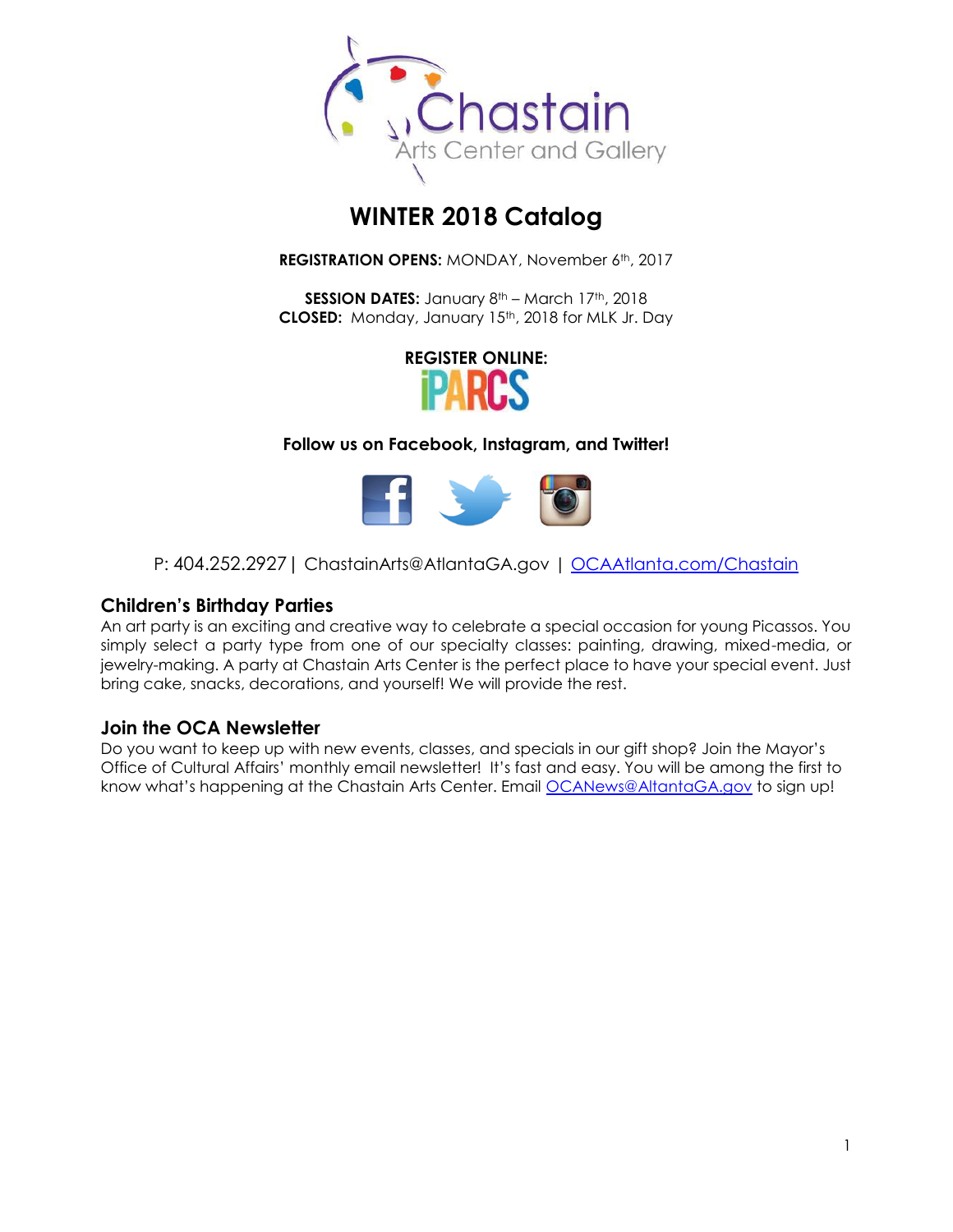Chastain Arts Center and Gallery

# WINTER 2018 Catalog

**REGISTRATION OPENS:** MONDAY, November 6th, 2017

**SESSION DATES:** January 8th – March 17th, 2018
**CLOSED:** Monday, January 15th, 2018 for MLK Jr. Day

**REGISTER ONLINE:**
iPARCS

**Follow us on Facebook, Instagram, and Twitter!**

P: 404.252.2927 | ChastainArts@AtlantaGA.gov | OCAAtlanta.com/Chastain

## Children's Birthday Parties

An art party is an exciting and creative way to celebrate a special occasion for young Picassos. You simply select a party type from one of our specialty classes: painting, drawing, mixed-media, or jewelry-making. A party at Chastain Arts Center is the perfect place to have your special event. Just bring cake, snacks, decorations, and yourself! We will provide the rest.

## Join the OCA Newsletter

Do you want to keep up with new events, classes, and specials in our gift shop? Join the Mayor's Office of Cultural Affairs' monthly email newsletter! It's fast and easy. You will be among the first to know what's happening at the Chastain Arts Center. Email OCANews@AltantaGA.gov to sign up!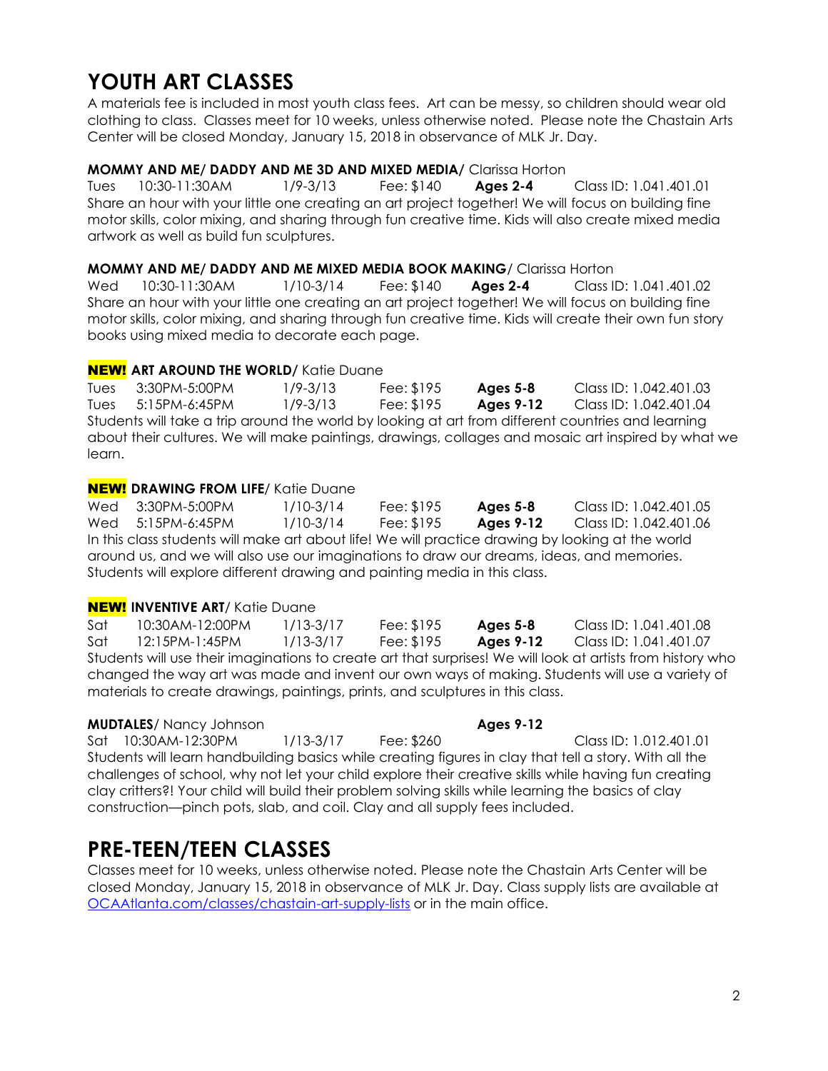# YOUTH ART CLASSES

A materials fee is included in most youth class fees. Art can be messy, so children should wear old clothing to class. Classes meet for 10 weeks, unless otherwise noted. Please note the Chastain Arts Center will be closed Monday, January 15, 2018 in observance of MLK Jr. Day.

**MOMMY AND ME/ DADDY AND ME 3D AND MIXED MEDIA/** Clarissa Horton

Tues 10:30-11:30AM 1/9-3/13 Fee: $140 **Ages 2-4** Class ID: 1.041.401.01

Share an hour with your little one creating an art project together! We will focus on building fine motor skills, color mixing, and sharing through fun creative time. Kids will also create mixed media artwork as well as build fun sculptures.

**MOMMY AND ME/ DADDY AND ME MIXED MEDIA BOOK MAKING/** Clarissa Horton

Wed 10:30-11:30AM 1/10-3/14 Fee: $140 **Ages 2-4** Class ID: 1.041.401.02

Share an hour with your little one creating an art project together! We will focus on building fine motor skills, color mixing, and sharing through fun creative time. Kids will create their own fun story books using mixed media to decorate each page.

**NEW! ART AROUND THE WORLD/** Katie Duane

Tues 3:30PM-5:00PM 1/9-3/13 Fee: $195 **Ages 5-8** Class ID: 1.042.401.03

Tues 5:15PM-6:45PM 1/9-3/13 Fee: $195 **Ages 9-12** Class ID: 1.042.401.04

Students will take a trip around the world by looking at art from different countries and learning about their cultures. We will make paintings, drawings, collages and mosaic art inspired by what we learn.

**NEW! DRAWING FROM LIFE/** Katie Duane

Wed 3:30PM-5:00PM 1/10-3/14 Fee: $195 **Ages 5-8** Class ID: 1.042.401.05

Wed 5:15PM-6:45PM 1/10-3/14 Fee: $195 **Ages 9-12** Class ID: 1.042.401.06

In this class students will make art about life! We will practice drawing by looking at the world around us, and we will also use our imaginations to draw our dreams, ideas, and memories. Students will explore different drawing and painting media in this class.

**NEW! INVENTIVE ART/** Katie Duane

Sat 10:30AM-12:00PM 1/13-3/17 Fee: $195 **Ages 5-8** Class ID: 1.041.401.08

Sat 12:15PM-1:45PM 1/13-3/17 Fee: $195 **Ages 9-12** Class ID: 1.041.401.07

Students will use their imaginations to create art that surprises! We will look at artists from history who changed the way art was made and invent our own ways of making. Students will use a variety of materials to create drawings, paintings, prints, and sculptures in this class.

**MUDTALES/** Nancy Johnson **Ages 9-12**

Sat 10:30AM-12:30PM 1/13-3/17 Fee: $260 Class ID: 1.012.401.01

Students will learn handbuilding basics while creating figures in clay that tell a story. With all the challenges of school, why not let your child explore their creative skills while having fun creating clay critters?! Your child will build their problem solving skills while learning the basics of clay construction—pinch pots, slab, and coil. Clay and all supply fees included.

# PRE-TEEN/TEEN CLASSES

Classes meet for 10 weeks, unless otherwise noted. Please note the Chastain Arts Center will be closed Monday, January 15, 2018 in observance of MLK Jr. Day. Class supply lists are available at OCAAtlanta.com/classes/chastain-art-supply-lists or in the main office.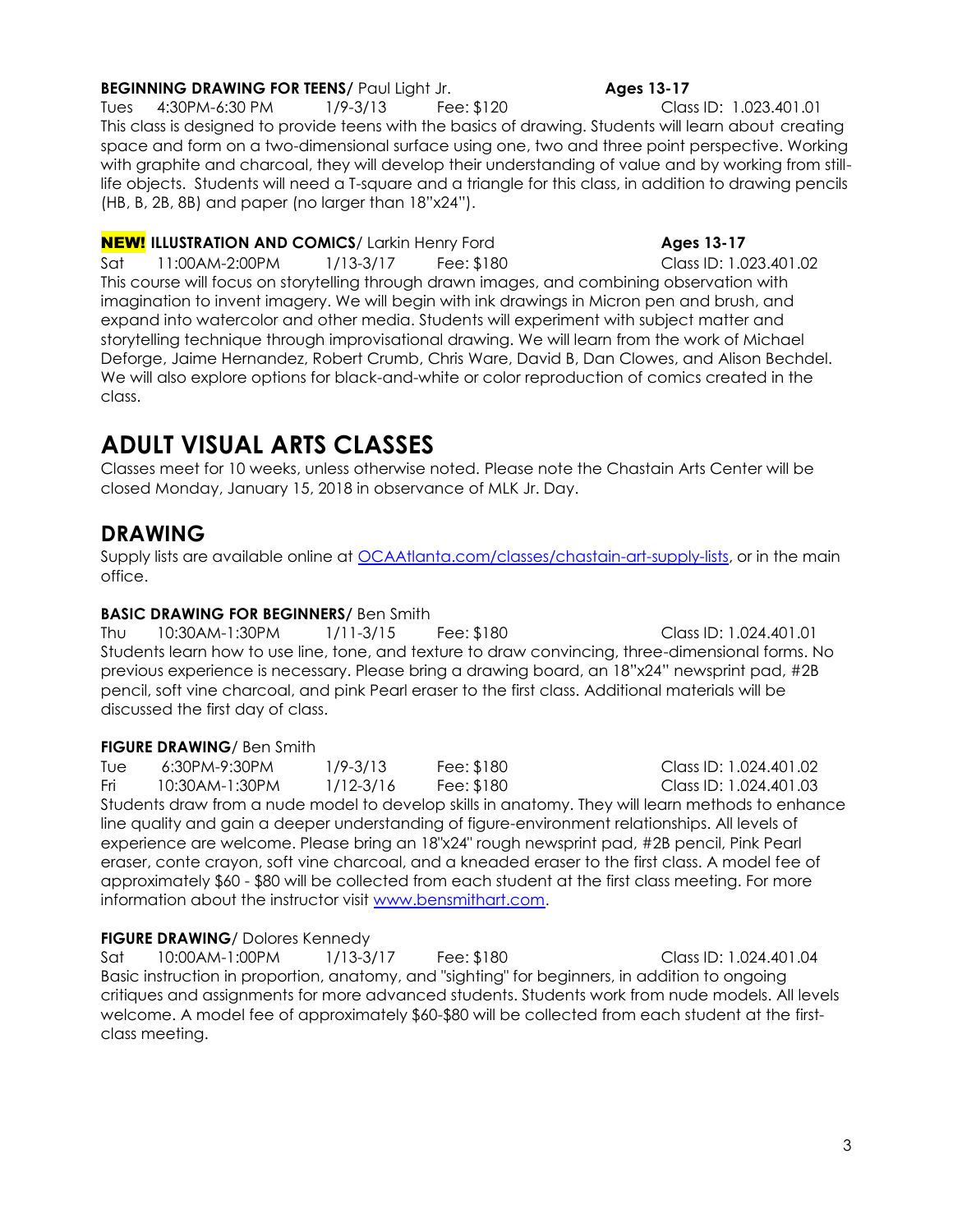**BEGINNING DRAWING FOR TEENS/** Paul Light Jr. **Ages 13-17**

Tues 4:30PM-6:30 PM 1/9-3/13 Fee: $120 Class ID: 1.023.401.01

This class is designed to provide teens with the basics of drawing. Students will learn about creating space and form on a two-dimensional surface using one, two and three point perspective. Working with graphite and charcoal, they will develop their understanding of value and by working from still-life objects. Students will need a T-square and a triangle for this class, in addition to drawing pencils (HB, B, 2B, 8B) and paper (no larger than 18"x24").

**NEW! ILLUSTRATION AND COMICS/** Larkin Henry Ford **Ages 13-17**

Sat 11:00AM-2:00PM 1/13-3/17 Fee: $180 Class ID: 1.023.401.02

This course will focus on storytelling through drawn images, and combining observation with imagination to invent imagery. We will begin with ink drawings in Micron pen and brush, and expand into watercolor and other media. Students will experiment with subject matter and storytelling technique through improvisational drawing. We will learn from the work of Michael Deforge, Jaime Hernandez, Robert Crumb, Chris Ware, David B, Dan Clowes, and Alison Bechdel. We will also explore options for black-and-white or color reproduction of comics created in the class.

# ADULT VISUAL ARTS CLASSES

Classes meet for 10 weeks, unless otherwise noted. Please note the Chastain Arts Center will be closed Monday, January 15, 2018 in observance of MLK Jr. Day.

## DRAWING

Supply lists are available online at OCAAtlanta.com/classes/chastain-art-supply-lists, or in the main office.

**BASIC DRAWING FOR BEGINNERS/** Ben Smith

Thu 10:30AM-1:30PM 1/11-3/15 Fee: $180 Class ID: 1.024.401.01

Students learn how to use line, tone, and texture to draw convincing, three-dimensional forms. No previous experience is necessary. Please bring a drawing board, an 18"x24" newsprint pad, #2B pencil, soft vine charcoal, and pink Pearl eraser to the first class. Additional materials will be discussed the first day of class.

**FIGURE DRAWING/** Ben Smith

Tue 6:30PM-9:30PM 1/9-3/13 Fee: $180 Class ID: 1.024.401.02

Fri 10:30AM-1:30PM 1/12-3/16 Fee: $180 Class ID: 1.024.401.03

Students draw from a nude model to develop skills in anatomy. They will learn methods to enhance line quality and gain a deeper understanding of figure-environment relationships. All levels of experience are welcome. Please bring an 18"x24" rough newsprint pad, #2B pencil, Pink Pearl eraser, conte crayon, soft vine charcoal, and a kneaded eraser to the first class. A model fee of approximately $60 - $80 will be collected from each student at the first class meeting. For more information about the instructor visit www.bensmithart.com.

**FIGURE DRAWING/** Dolores Kennedy

Sat 10:00AM-1:00PM 1/13-3/17 Fee: $180 Class ID: 1.024.401.04

Basic instruction in proportion, anatomy, and "sighting" for beginners, in addition to ongoing critiques and assignments for more advanced students. Students work from nude models. All levels welcome. A model fee of approximately $60-$80 will be collected from each student at the first-class meeting.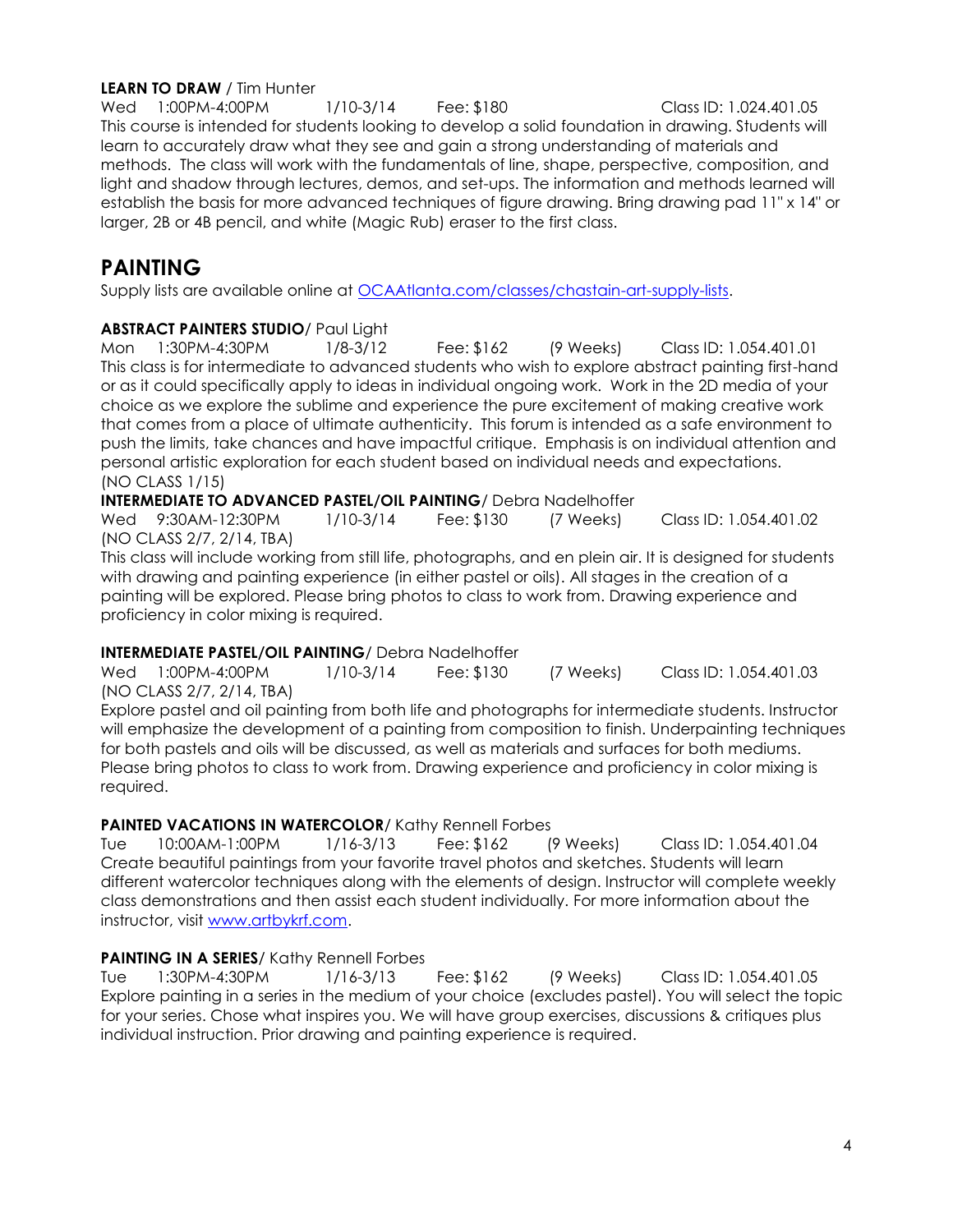**LEARN TO DRAW** / Tim Hunter

Wed 1:00PM-4:00PM 1/10-3/14 Fee: $180 Class ID: 1.024.401.05

This course is intended for students looking to develop a solid foundation in drawing. Students will learn to accurately draw what they see and gain a strong understanding of materials and methods. The class will work with the fundamentals of line, shape, perspective, composition, and light and shadow through lectures, demos, and set-ups. The information and methods learned will establish the basis for more advanced techniques of figure drawing. Bring drawing pad 11" x 14" or larger, 2B or 4B pencil, and white (Magic Rub) eraser to the first class.

# PAINTING

Supply lists are available online at OCAAtlanta.com/classes/chastain-art-supply-lists.

**ABSTRACT PAINTERS STUDIO**/ Paul Light

Mon 1:30PM-4:30PM 1/8-3/12 Fee: $162 (9 Weeks) Class ID: 1.054.401.01

This class is for intermediate to advanced students who wish to explore abstract painting first-hand or as it could specifically apply to ideas in individual ongoing work. Work in the 2D media of your choice as we explore the sublime and experience the pure excitement of making creative work that comes from a place of ultimate authenticity. This forum is intended as a safe environment to push the limits, take chances and have impactful critique. Emphasis is on individual attention and personal artistic exploration for each student based on individual needs and expectations. (NO CLASS 1/15)

**INTERMEDIATE TO ADVANCED PASTEL/OIL PAINTING**/ Debra Nadelhoffer

Wed 9:30AM-12:30PM 1/10-3/14 Fee: $130 (7 Weeks) Class ID: 1.054.401.02

(NO CLASS 2/7, 2/14, TBA)

This class will include working from still life, photographs, and en plein air. It is designed for students with drawing and painting experience (in either pastel or oils). All stages in the creation of a painting will be explored. Please bring photos to class to work from. Drawing experience and proficiency in color mixing is required.

**INTERMEDIATE PASTEL/OIL PAINTING**/ Debra Nadelhoffer

Wed 1:00PM-4:00PM 1/10-3/14 Fee: $130 (7 Weeks) Class ID: 1.054.401.03

(NO CLASS 2/7, 2/14, TBA)

Explore pastel and oil painting from both life and photographs for intermediate students. Instructor will emphasize the development of a painting from composition to finish. Underpainting techniques for both pastels and oils will be discussed, as well as materials and surfaces for both mediums. Please bring photos to class to work from. Drawing experience and proficiency in color mixing is required.

**PAINTED VACATIONS IN WATERCOLOR**/ Kathy Rennell Forbes

Tue 10:00AM-1:00PM 1/16-3/13 Fee: $162 (9 Weeks) Class ID: 1.054.401.04

Create beautiful paintings from your favorite travel photos and sketches. Students will learn different watercolor techniques along with the elements of design. Instructor will complete weekly class demonstrations and then assist each student individually. For more information about the instructor, visit www.artbykrf.com.

**PAINTING IN A SERIES**/ Kathy Rennell Forbes

Tue 1:30PM-4:30PM 1/16-3/13 Fee: $162 (9 Weeks) Class ID: 1.054.401.05

Explore painting in a series in the medium of your choice (excludes pastel). You will select the topic for your series. Chose what inspires you. We will have group exercises, discussions & critiques plus individual instruction. Prior drawing and painting experience is required.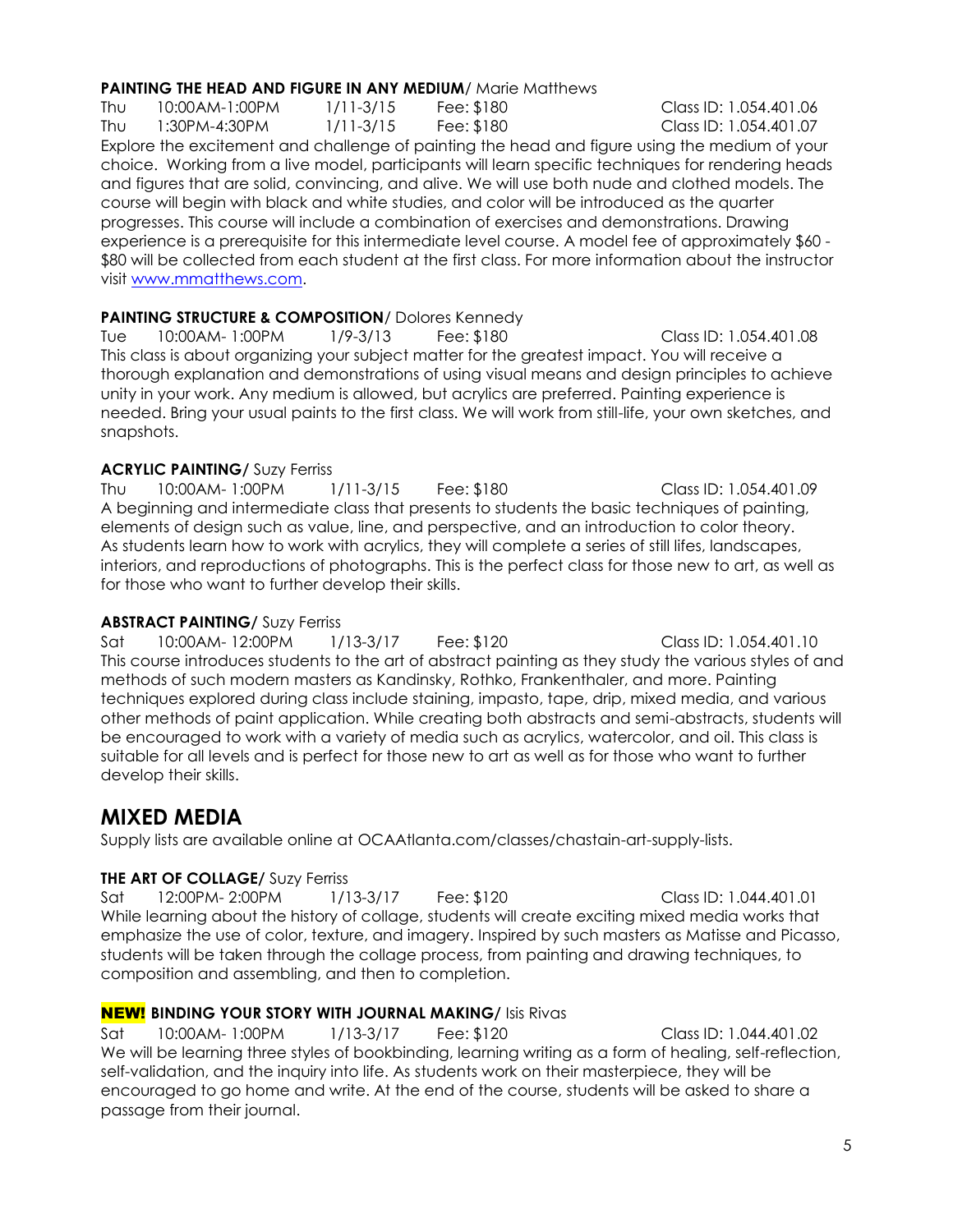**PAINTING THE HEAD AND FIGURE IN ANY MEDIUM**/ Marie Matthews

Thu 10:00AM-1:00PM 1/11-3/15 Fee: $180 Class ID: 1.054.401.06
Thu 1:30PM-4:30PM 1/11-3/15 Fee: $180 Class ID: 1.054.401.07

Explore the excitement and challenge of painting the head and figure using the medium of your choice. Working from a live model, participants will learn specific techniques for rendering heads and figures that are solid, convincing, and alive. We will use both nude and clothed models. The course will begin with black and white studies, and color will be introduced as the quarter progresses. This course will include a combination of exercises and demonstrations. Drawing experience is a prerequisite for this intermediate level course. A model fee of approximately $60 - $80 will be collected from each student at the first class. For more information about the instructor visit www.mmatthews.com.

**PAINTING STRUCTURE & COMPOSITION**/ Dolores Kennedy

Tue 10:00AM- 1:00PM 1/9-3/13 Fee: $180 Class ID: 1.054.401.08

This class is about organizing your subject matter for the greatest impact. You will receive a thorough explanation and demonstrations of using visual means and design principles to achieve unity in your work. Any medium is allowed, but acrylics are preferred. Painting experience is needed. Bring your usual paints to the first class. We will work from still-life, your own sketches, and snapshots.

**ACRYLIC PAINTING/** Suzy Ferriss

Thu 10:00AM- 1:00PM 1/11-3/15 Fee: $180 Class ID: 1.054.401.09

A beginning and intermediate class that presents to students the basic techniques of painting, elements of design such as value, line, and perspective, and an introduction to color theory. As students learn how to work with acrylics, they will complete a series of still lifes, landscapes, interiors, and reproductions of photographs. This is the perfect class for those new to art, as well as for those who want to further develop their skills.

**ABSTRACT PAINTING/** Suzy Ferriss

Sat 10:00AM- 12:00PM 1/13-3/17 Fee: $120 Class ID: 1.054.401.10

This course introduces students to the art of abstract painting as they study the various styles of and methods of such modern masters as Kandinsky, Rothko, Frankenthaler, and more. Painting techniques explored during class include staining, impasto, tape, drip, mixed media, and various other methods of paint application. While creating both abstracts and semi-abstracts, students will be encouraged to work with a variety of media such as acrylics, watercolor, and oil. This class is suitable for all levels and is perfect for those new to art as well as for those who want to further develop their skills.

## MIXED MEDIA

Supply lists are available online at OCAAtlanta.com/classes/chastain-art-supply-lists.

**THE ART OF COLLAGE/** Suzy Ferriss

Sat 12:00PM- 2:00PM 1/13-3/17 Fee: $120 Class ID: 1.044.401.01

While learning about the history of collage, students will create exciting mixed media works that emphasize the use of color, texture, and imagery. Inspired by such masters as Matisse and Picasso, students will be taken through the collage process, from painting and drawing techniques, to composition and assembling, and then to completion.

**NEW! BINDING YOUR STORY WITH JOURNAL MAKING/** Isis Rivas

Sat 10:00AM- 1:00PM 1/13-3/17 Fee: $120 Class ID: 1.044.401.02

We will be learning three styles of bookbinding, learning writing as a form of healing, self-reflection, self-validation, and the inquiry into life. As students work on their masterpiece, they will be encouraged to go home and write. At the end of the course, students will be asked to share a passage from their journal.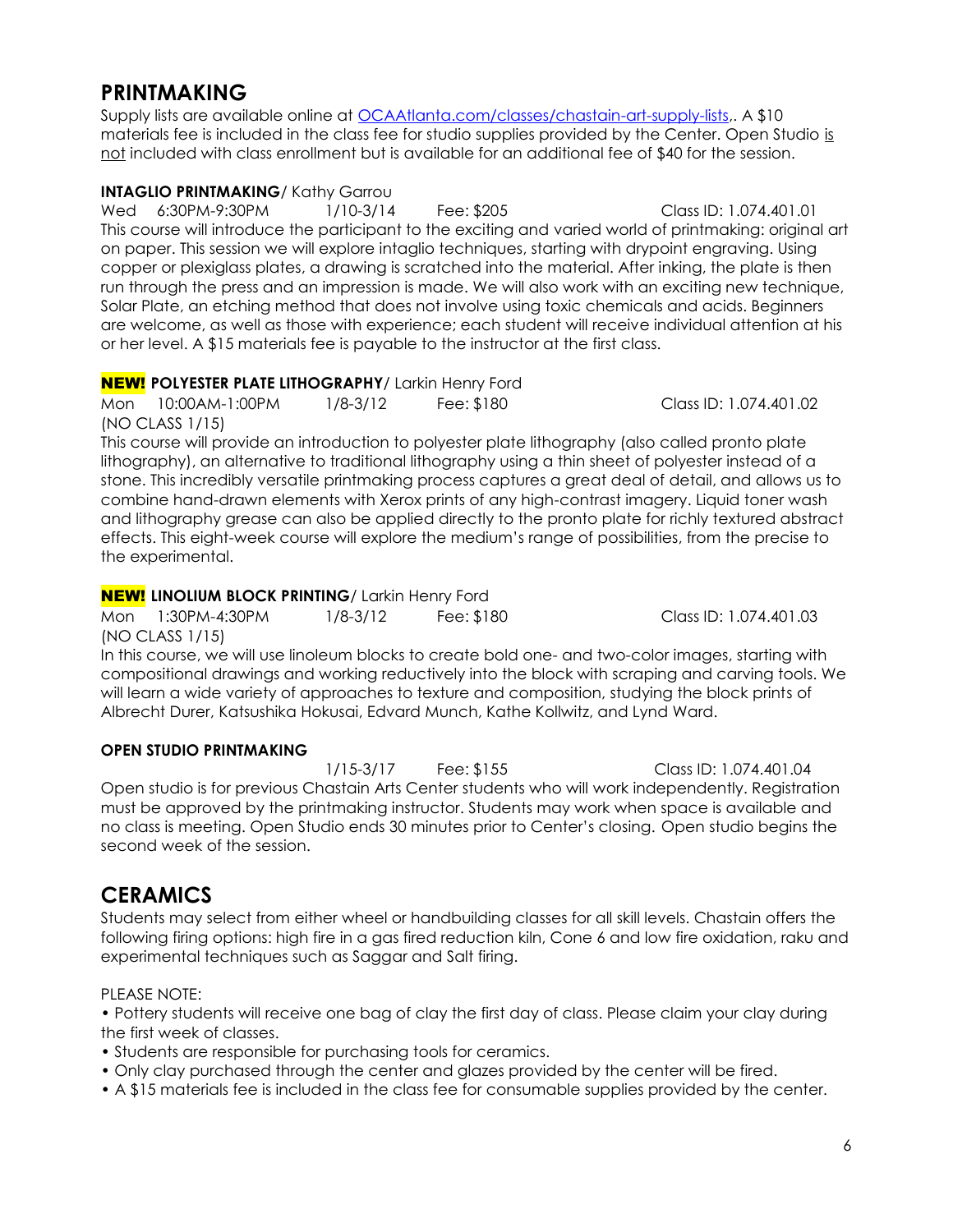## PRINTMAKING

Supply lists are available online at [OCAAtlanta.com/classes/chastain-art-supply-lists](OCAAtlanta.com/classes/chastain-art-supply-lists),. A $10 materials fee is included in the class fee for studio supplies provided by the Center. Open Studio is not included with class enrollment but is available for an additional fee of $40 for the session.

**INTAGLIO PRINTMAKING**/ Kathy Garrou

Wed 6:30PM-9:30PM 1/10-3/14 Fee: $205 Class ID: 1.074.401.01

This course will introduce the participant to the exciting and varied world of printmaking: original art on paper. This session we will explore intaglio techniques, starting with drypoint engraving. Using copper or plexiglass plates, a drawing is scratched into the material. After inking, the plate is then run through the press and an impression is made. We will also work with an exciting new technique, Solar Plate, an etching method that does not involve using toxic chemicals and acids. Beginners are welcome, as well as those with experience; each student will receive individual attention at his or her level. A $15 materials fee is payable to the instructor at the first class.

**NEW! POLYESTER PLATE LITHOGRAPHY**/ Larkin Henry Ford

Mon 10:00AM-1:00PM 1/8-3/12 Fee: $180 Class ID: 1.074.401.02

(NO CLASS 1/15)

This course will provide an introduction to polyester plate lithography (also called pronto plate lithography), an alternative to traditional lithography using a thin sheet of polyester instead of a stone. This incredibly versatile printmaking process captures a great deal of detail, and allows us to combine hand-drawn elements with Xerox prints of any high-contrast imagery. Liquid toner wash and lithography grease can also be applied directly to the pronto plate for richly textured abstract effects. This eight-week course will explore the medium's range of possibilities, from the precise to the experimental.

**NEW! LINOLIUM BLOCK PRINTING**/ Larkin Henry Ford

Mon 1:30PM-4:30PM 1/8-3/12 Fee: $180 Class ID: 1.074.401.03

(NO CLASS 1/15)

In this course, we will use linoleum blocks to create bold one- and two-color images, starting with compositional drawings and working reductively into the block with scraping and carving tools. We will learn a wide variety of approaches to texture and composition, studying the block prints of Albrecht Durer, Katsushika Hokusai, Edvard Munch, Kathe Kollwitz, and Lynd Ward.

**OPEN STUDIO PRINTMAKING**

1/15-3/17 Fee: $155 Class ID: 1.074.401.04

Open studio is for previous Chastain Arts Center students who will work independently. Registration must be approved by the printmaking instructor. Students may work when space is available and no class is meeting. Open Studio ends 30 minutes prior to Center's closing. Open studio begins the second week of the session.

## CERAMICS

Students may select from either wheel or handbuilding classes for all skill levels. Chastain offers the following firing options: high fire in a gas fired reduction kiln, Cone 6 and low fire oxidation, raku and experimental techniques such as Saggar and Salt firing.

PLEASE NOTE:

- Pottery students will receive one bag of clay the first day of class. Please claim your clay during the first week of classes.
- Students are responsible for purchasing tools for ceramics.
- Only clay purchased through the center and glazes provided by the center will be fired.
- A $15 materials fee is included in the class fee for consumable supplies provided by the center.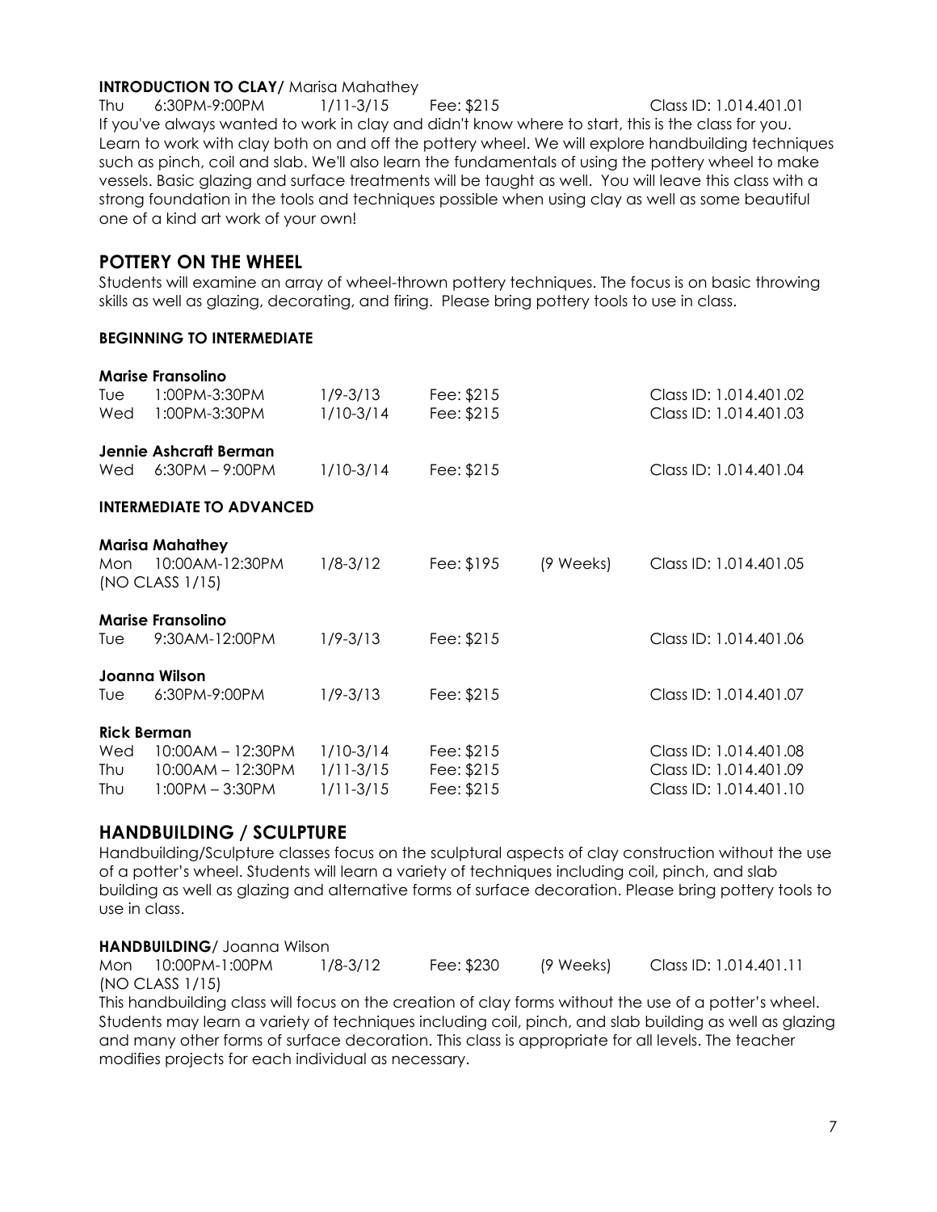**INTRODUCTION TO CLAY/** Marisa Mahathey

Thu 6:30PM-9:00PM 1/11-3/15 Fee: $215 Class ID: 1.014.401.01

If you've always wanted to work in clay and didn't know where to start, this is the class for you. Learn to work with clay both on and off the pottery wheel. We will explore handbuilding techniques such as pinch, coil and slab. We'll also learn the fundamentals of using the pottery wheel to make vessels. Basic glazing and surface treatments will be taught as well. You will leave this class with a strong foundation in the tools and techniques possible when using clay as well as some beautiful one of a kind art work of your own!

## POTTERY ON THE WHEEL

Students will examine an array of wheel-thrown pottery techniques. The focus is on basic throwing skills as well as glazing, decorating, and firing. Please bring pottery tools to use in class.

### BEGINNING TO INTERMEDIATE

**Marise Fransolino**

| Day | Time | Dates | Fee | | Class ID |
|---|---|---|---|---|---|
| Tue | 1:00PM-3:30PM | 1/9-3/13 | Fee: $215 | | Class ID: 1.014.401.02 |
| Wed | 1:00PM-3:30PM | 1/10-3/14 | Fee: $215 | | Class ID: 1.014.401.03 |

**Jennie Ashcraft Berman**

| Day | Time | Dates | Fee | | Class ID |
|---|---|---|---|---|---|
| Wed | 6:30PM – 9:00PM | 1/10-3/14 | Fee: $215 | | Class ID: 1.014.401.04 |

### INTERMEDIATE TO ADVANCED

**Marisa Mahathey**

| Day | Time | Dates | Fee | | Class ID |
|---|---|---|---|---|---|
| Mon | 10:00AM-12:30PM (NO CLASS 1/15) | 1/8-3/12 | Fee: $195 | (9 Weeks) | Class ID: 1.014.401.05 |

**Marise Fransolino**

| Day | Time | Dates | Fee | | Class ID |
|---|---|---|---|---|---|
| Tue | 9:30AM-12:00PM | 1/9-3/13 | Fee: $215 | | Class ID: 1.014.401.06 |

**Joanna Wilson**

| Day | Time | Dates | Fee | | Class ID |
|---|---|---|---|---|---|
| Tue | 6:30PM-9:00PM | 1/9-3/13 | Fee: $215 | | Class ID: 1.014.401.07 |

**Rick Berman**

| Day | Time | Dates | Fee | | Class ID |
|---|---|---|---|---|---|
| Wed | 10:00AM – 12:30PM | 1/10-3/14 | Fee: $215 | | Class ID: 1.014.401.08 |
| Thu | 10:00AM – 12:30PM | 1/11-3/15 | Fee: $215 | | Class ID: 1.014.401.09 |
| Thu | 1:00PM – 3:30PM | 1/11-3/15 | Fee: $215 | | Class ID: 1.014.401.10 |

## HANDBUILDING / SCULPTURE

Handbuilding/Sculpture classes focus on the sculptural aspects of clay construction without the use of a potter's wheel. Students will learn a variety of techniques including coil, pinch, and slab building as well as glazing and alternative forms of surface decoration. Please bring pottery tools to use in class.

**HANDBUILDING/** Joanna Wilson

Mon 10:00PM-1:00PM 1/8-3/12 Fee: $230 (9 Weeks) Class ID: 1.014.401.11
(NO CLASS 1/15)

This handbuilding class will focus on the creation of clay forms without the use of a potter's wheel. Students may learn a variety of techniques including coil, pinch, and slab building as well as glazing and many other forms of surface decoration. This class is appropriate for all levels. The teacher modifies projects for each individual as necessary.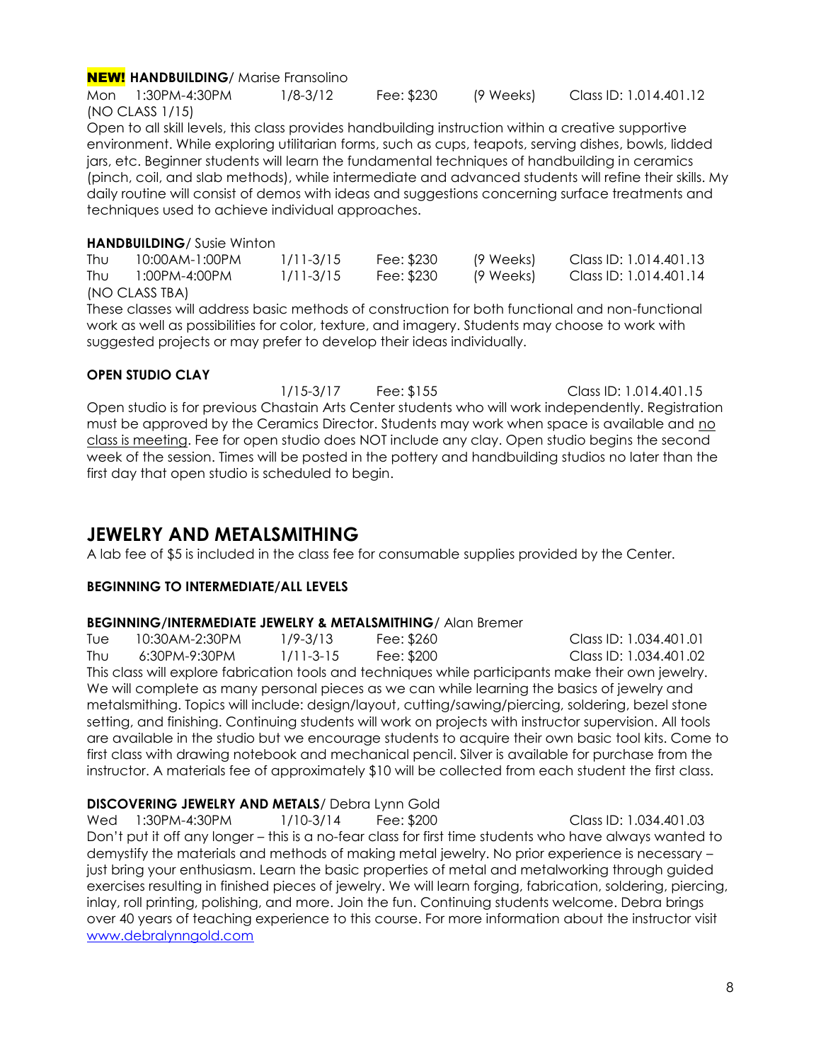**NEW! HANDBUILDING**/ Marise Fransolino

| Day | Time | Dates | Fee | Length | Class ID |
|---|---|---|---|---|---|
| Mon | 1:30PM-4:30PM | 1/8-3/12 | Fee: $230 | (9 Weeks) | Class ID: 1.014.401.12 |

(NO CLASS 1/15)

Open to all skill levels, this class provides handbuilding instruction within a creative supportive environment. While exploring utilitarian forms, such as cups, teapots, serving dishes, bowls, lidded jars, etc. Beginner students will learn the fundamental techniques of handbuilding in ceramics (pinch, coil, and slab methods), while intermediate and advanced students will refine their skills. My daily routine will consist of demos with ideas and suggestions concerning surface treatments and techniques used to achieve individual approaches.

**HANDBUILDING**/ Susie Winton

| Day | Time | Dates | Fee | Length | Class ID |
|---|---|---|---|---|---|
| Thu | 10:00AM-1:00PM | 1/11-3/15 | Fee: $230 | (9 Weeks) | Class ID: 1.014.401.13 |
| Thu | 1:00PM-4:00PM | 1/11-3/15 | Fee: $230 | (9 Weeks) | Class ID: 1.014.401.14 |

(NO CLASS TBA)

These classes will address basic methods of construction for both functional and non-functional work as well as possibilities for color, texture, and imagery. Students may choose to work with suggested projects or may prefer to develop their ideas individually.

**OPEN STUDIO CLAY**

1/15-3/17 Fee: $155 Class ID: 1.014.401.15

Open studio is for previous Chastain Arts Center students who will work independently. Registration must be approved by the Ceramics Director. Students may work when space is available and no class is meeting. Fee for open studio does NOT include any clay. Open studio begins the second week of the session. Times will be posted in the pottery and handbuilding studios no later than the first day that open studio is scheduled to begin.

## JEWELRY AND METALSMITHING

A lab fee of $5 is included in the class fee for consumable supplies provided by the Center.

**BEGINNING TO INTERMEDIATE/ALL LEVELS**

**BEGINNING/INTERMEDIATE JEWELRY & METALSMITHING**/ Alan Bremer

| Day | Time | Dates | Fee | Class ID |
|---|---|---|---|---|
| Tue | 10:30AM-2:30PM | 1/9-3/13 | Fee: $260 | Class ID: 1.034.401.01 |
| Thu | 6:30PM-9:30PM | 1/11-3-15 | Fee: $200 | Class ID: 1.034.401.02 |

This class will explore fabrication tools and techniques while participants make their own jewelry. We will complete as many personal pieces as we can while learning the basics of jewelry and metalsmithing. Topics will include: design/layout, cutting/sawing/piercing, soldering, bezel stone setting, and finishing. Continuing students will work on projects with instructor supervision. All tools are available in the studio but we encourage students to acquire their own basic tool kits. Come to first class with drawing notebook and mechanical pencil. Silver is available for purchase from the instructor. A materials fee of approximately $10 will be collected from each student the first class.

**DISCOVERING JEWELRY AND METALS**/ Debra Lynn Gold

| Day | Time | Dates | Fee | Class ID |
|---|---|---|---|---|
| Wed | 1:30PM-4:30PM | 1/10-3/14 | Fee: $200 | Class ID: 1.034.401.03 |

Don't put it off any longer – this is a no-fear class for first time students who have always wanted to demystify the materials and methods of making metal jewelry. No prior experience is necessary – just bring your enthusiasm. Learn the basic properties of metal and metalworking through guided exercises resulting in finished pieces of jewelry. We will learn forging, fabrication, soldering, piercing, inlay, roll printing, polishing, and more. Join the fun. Continuing students welcome. Debra brings over 40 years of teaching experience to this course. For more information about the instructor visit www.debralynngold.com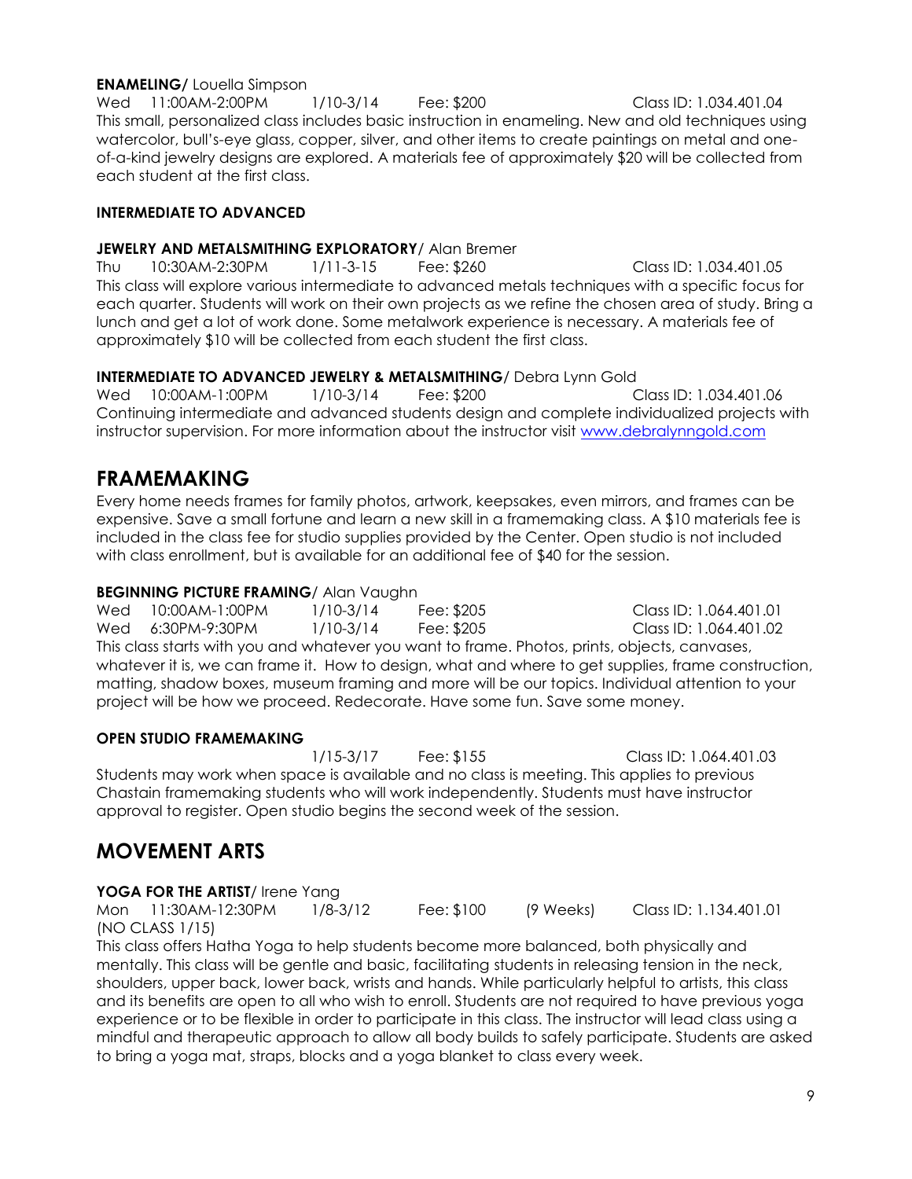**ENAMELING/** Louella Simpson

Wed 11:00AM-2:00PM 1/10-3/14 Fee: $200 Class ID: 1.034.401.04

This small, personalized class includes basic instruction in enameling. New and old techniques using watercolor, bull's-eye glass, copper, silver, and other items to create paintings on metal and one-of-a-kind jewelry designs are explored. A materials fee of approximately $20 will be collected from each student at the first class.

**INTERMEDIATE TO ADVANCED**

**JEWELRY AND METALSMITHING EXPLORATORY/** Alan Bremer

Thu 10:30AM-2:30PM 1/11-3-15 Fee: $260 Class ID: 1.034.401.05

This class will explore various intermediate to advanced metals techniques with a specific focus for each quarter. Students will work on their own projects as we refine the chosen area of study. Bring a lunch and get a lot of work done. Some metalwork experience is necessary. A materials fee of approximately $10 will be collected from each student the first class.

**INTERMEDIATE TO ADVANCED JEWELRY & METALSMITHING/** Debra Lynn Gold

Wed 10:00AM-1:00PM 1/10-3/14 Fee: $200 Class ID: 1.034.401.06

Continuing intermediate and advanced students design and complete individualized projects with instructor supervision. For more information about the instructor visit www.debralynngold.com

# FRAMEMAKING

Every home needs frames for family photos, artwork, keepsakes, even mirrors, and frames can be expensive. Save a small fortune and learn a new skill in a framemaking class. A $10 materials fee is included in the class fee for studio supplies provided by the Center. Open studio is not included with class enrollment, but is available for an additional fee of $40 for the session.

**BEGINNING PICTURE FRAMING/** Alan Vaughn

Wed 10:00AM-1:00PM 1/10-3/14 Fee: $205 Class ID: 1.064.401.01

Wed 6:30PM-9:30PM 1/10-3/14 Fee: $205 Class ID: 1.064.401.02

This class starts with you and whatever you want to frame. Photos, prints, objects, canvases, whatever it is, we can frame it. How to design, what and where to get supplies, frame construction, matting, shadow boxes, museum framing and more will be our topics. Individual attention to your project will be how we proceed. Redecorate. Have some fun. Save some money.

**OPEN STUDIO FRAMEMAKING**

1/15-3/17 Fee: $155 Class ID: 1.064.401.03

Students may work when space is available and no class is meeting. This applies to previous Chastain framemaking students who will work independently. Students must have instructor approval to register. Open studio begins the second week of the session.

# MOVEMENT ARTS

**YOGA FOR THE ARTIST/** Irene Yang

Mon 11:30AM-12:30PM 1/8-3/12 Fee: $100 (9 Weeks) Class ID: 1.134.401.01

(NO CLASS 1/15)

This class offers Hatha Yoga to help students become more balanced, both physically and mentally. This class will be gentle and basic, facilitating students in releasing tension in the neck, shoulders, upper back, lower back, wrists and hands. While particularly helpful to artists, this class and its benefits are open to all who wish to enroll. Students are not required to have previous yoga experience or to be flexible in order to participate in this class. The instructor will lead class using a mindful and therapeutic approach to allow all body builds to safely participate. Students are asked to bring a yoga mat, straps, blocks and a yoga blanket to class every week.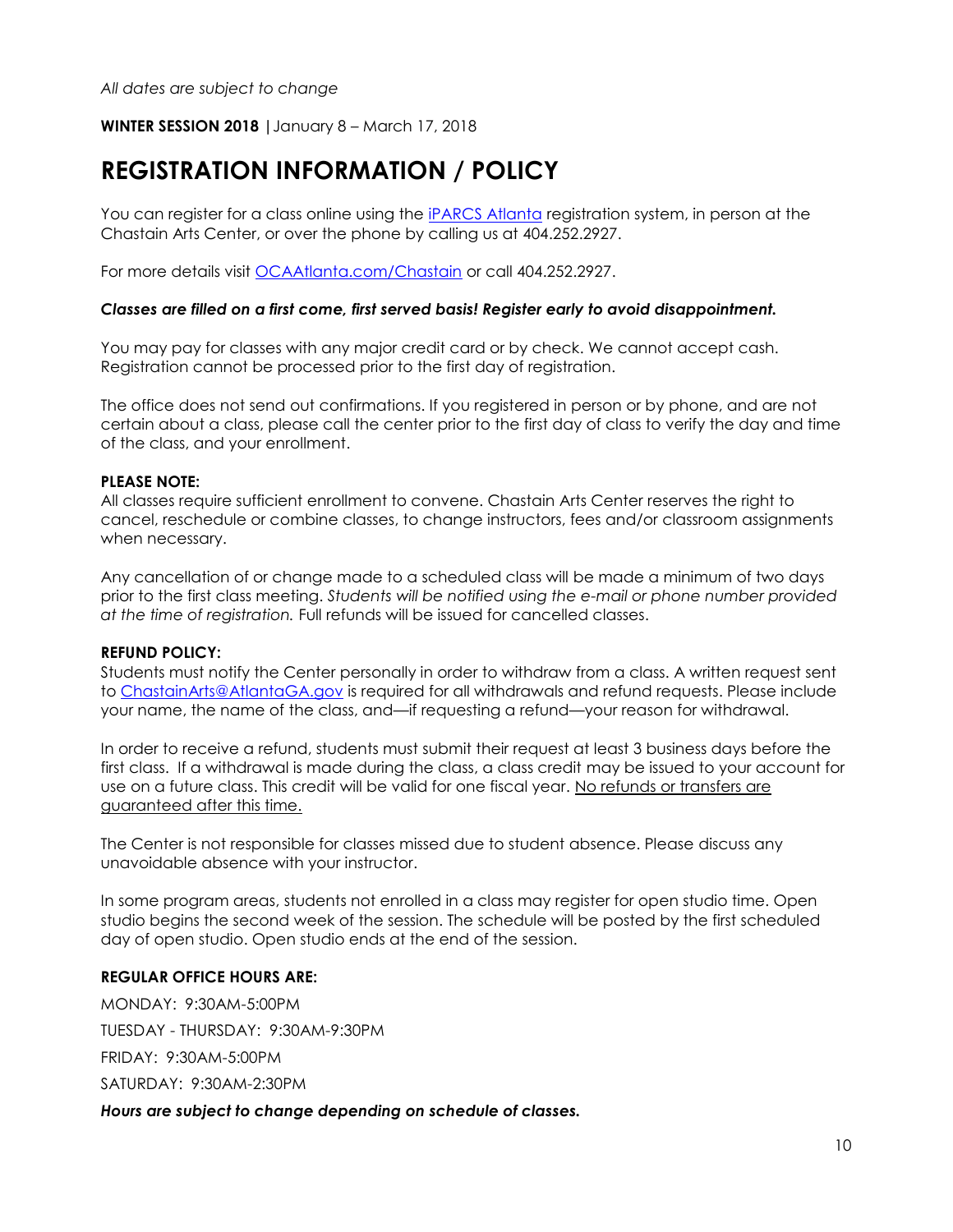*All dates are subject to change*

**WINTER SESSION 2018** | January 8 – March 17, 2018

# REGISTRATION INFORMATION / POLICY

You can register for a class online using the [iPARCS Atlanta] registration system, in person at the Chastain Arts Center, or over the phone by calling us at 404.252.2927.

For more details visit [OCAAtlanta.com/Chastain] or call 404.252.2927.

***Classes are filled on a first come, first served basis! Register early to avoid disappointment.***

You may pay for classes with any major credit card or by check. We cannot accept cash. Registration cannot be processed prior to the first day of registration.

The office does not send out confirmations. If you registered in person or by phone, and are not certain about a class, please call the center prior to the first day of class to verify the day and time of the class, and your enrollment.

**PLEASE NOTE:**
All classes require sufficient enrollment to convene. Chastain Arts Center reserves the right to cancel, reschedule or combine classes, to change instructors, fees and/or classroom assignments when necessary.

Any cancellation of or change made to a scheduled class will be made a minimum of two days prior to the first class meeting. *Students will be notified using the e-mail or phone number provided at the time of registration.* Full refunds will be issued for cancelled classes.

**REFUND POLICY:**
Students must notify the Center personally in order to withdraw from a class. A written request sent to [ChastainArts@AtlantaGA.gov] is required for all withdrawals and refund requests. Please include your name, the name of the class, and—if requesting a refund—your reason for withdrawal.

In order to receive a refund, students must submit their request at least 3 business days before the first class. If a withdrawal is made during the class, a class credit may be issued to your account for use on a future class. This credit will be valid for one fiscal year. No refunds or transfers are guaranteed after this time.

The Center is not responsible for classes missed due to student absence. Please discuss any unavoidable absence with your instructor.

In some program areas, students not enrolled in a class may register for open studio time. Open studio begins the second week of the session. The schedule will be posted by the first scheduled day of open studio. Open studio ends at the end of the session.

**REGULAR OFFICE HOURS ARE:**

MONDAY: 9:30AM-5:00PM

TUESDAY - THURSDAY: 9:30AM-9:30PM

FRIDAY: 9:30AM-5:00PM

SATURDAY: 9:30AM-2:30PM

***Hours are subject to change depending on schedule of classes.***